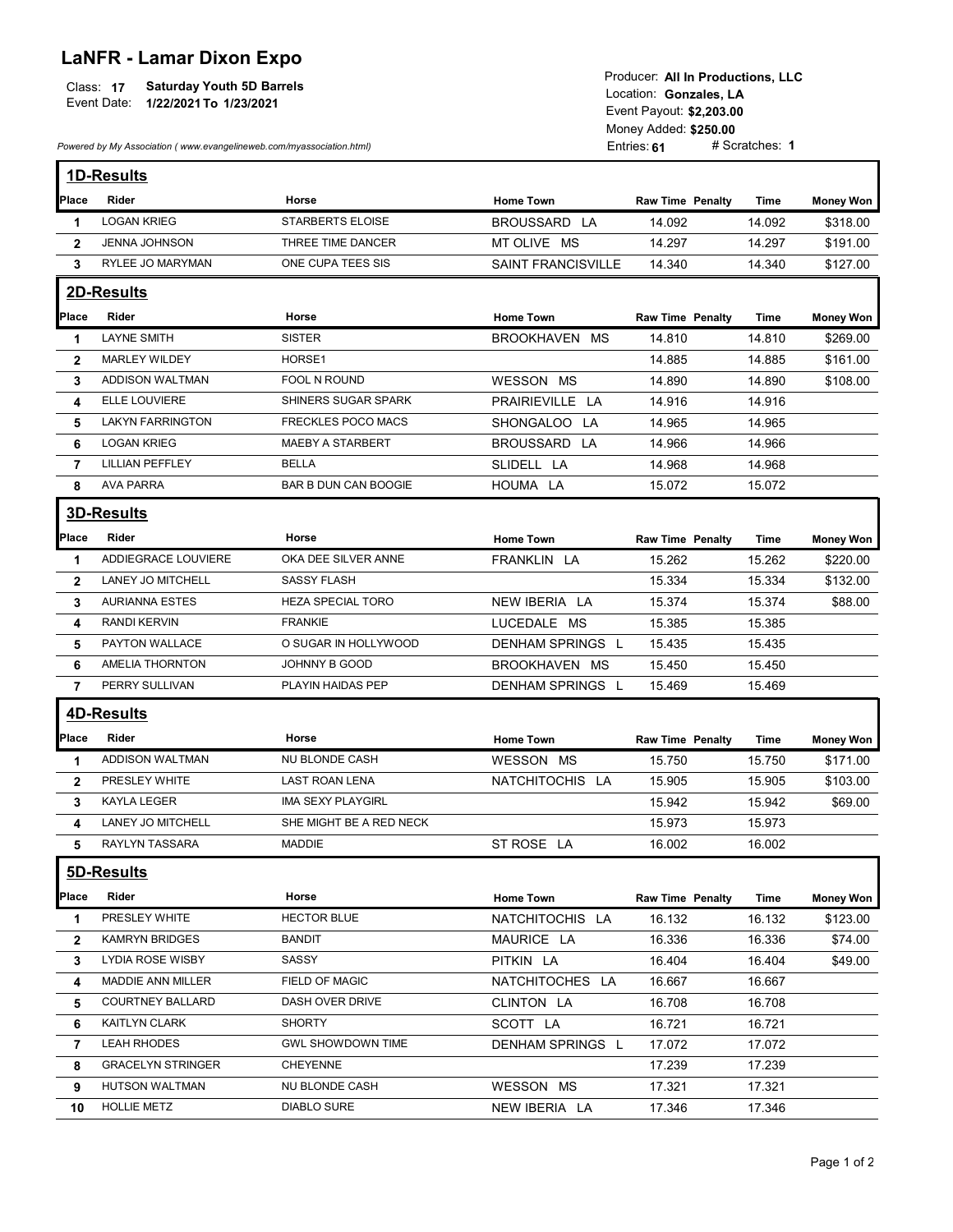# LaNFR - Lamar Dixon Expo

Class: **17** **Saturday Youth 5D Barrels**
Event Date: **1/22/2021 To 1/23/2021**

Producer: **All In Productions, LLC**
Location: **Gonzales, LA**
Event Payout: **$2,203.00**
Money Added: **$250.00**
Entries: **61** # Scratches: **1**

*Powered by My Association ( www.evangelineweb.com/myassociation.html)*

## 1D-Results

| Place | Rider | Horse | Home Town | Raw Time | Penalty | Time | Money Won |
|---|---|---|---|---|---|---|---|
| 1 | LOGAN KRIEG | STARBERTS ELOISE | BROUSSARD LA | 14.092 | | 14.092 | $318.00 |
| 2 | JENNA JOHNSON | THREE TIME DANCER | MT OLIVE MS | 14.297 | | 14.297 | $191.00 |
| 3 | RYLEE JO MARYMAN | ONE CUPA TEES SIS | SAINT FRANCISVILLE | 14.340 | | 14.340 | $127.00 |

## 2D-Results

| Place | Rider | Horse | Home Town | Raw Time | Penalty | Time | Money Won |
|---|---|---|---|---|---|---|---|
| 1 | LAYNE SMITH | SISTER | BROOKHAVEN MS | 14.810 | | 14.810 | $269.00 |
| 2 | MARLEY WILDEY | HORSE1 | | 14.885 | | 14.885 | $161.00 |
| 3 | ADDISON WALTMAN | FOOL N ROUND | WESSON MS | 14.890 | | 14.890 | $108.00 |
| 4 | ELLE LOUVIERE | SHINERS SUGAR SPARK | PRAIRIEVILLE LA | 14.916 | | 14.916 | |
| 5 | LAKYN FARRINGTON | FRECKLES POCO MACS | SHONGALOO LA | 14.965 | | 14.965 | |
| 6 | LOGAN KRIEG | MAEBY A STARBERT | BROUSSARD LA | 14.966 | | 14.966 | |
| 7 | LILLIAN PEFFLEY | BELLA | SLIDELL LA | 14.968 | | 14.968 | |
| 8 | AVA PARRA | BAR B DUN CAN BOOGIE | HOUMA LA | 15.072 | | 15.072 | |

## 3D-Results

| Place | Rider | Horse | Home Town | Raw Time | Penalty | Time | Money Won |
|---|---|---|---|---|---|---|---|
| 1 | ADDIEGRACE LOUVIERE | OKA DEE SILVER ANNE | FRANKLIN LA | 15.262 | | 15.262 | $220.00 |
| 2 | LANEY JO MITCHELL | SASSY FLASH | | 15.334 | | 15.334 | $132.00 |
| 3 | AURIANNA ESTES | HEZA SPECIAL TORO | NEW IBERIA LA | 15.374 | | 15.374 | $88.00 |
| 4 | RANDI KERVIN | FRANKIE | LUCEDALE MS | 15.385 | | 15.385 | |
| 5 | PAYTON WALLACE | O SUGAR IN HOLLYWOOD | DENHAM SPRINGS L | 15.435 | | 15.435 | |
| 6 | AMELIA THORNTON | JOHNNY B GOOD | BROOKHAVEN MS | 15.450 | | 15.450 | |
| 7 | PERRY SULLIVAN | PLAYIN HAIDAS PEP | DENHAM SPRINGS L | 15.469 | | 15.469 | |

## 4D-Results

| Place | Rider | Horse | Home Town | Raw Time | Penalty | Time | Money Won |
|---|---|---|---|---|---|---|---|
| 1 | ADDISON WALTMAN | NU BLONDE CASH | WESSON MS | 15.750 | | 15.750 | $171.00 |
| 2 | PRESLEY WHITE | LAST ROAN LENA | NATCHITOCHIS LA | 15.905 | | 15.905 | $103.00 |
| 3 | KAYLA LEGER | IMA SEXY PLAYGIRL | | 15.942 | | 15.942 | $69.00 |
| 4 | LANEY JO MITCHELL | SHE MIGHT BE A RED NECK | | 15.973 | | 15.973 | |
| 5 | RAYLYN TASSARA | MADDIE | ST ROSE LA | 16.002 | | 16.002 | |

## 5D-Results

| Place | Rider | Horse | Home Town | Raw Time | Penalty | Time | Money Won |
|---|---|---|---|---|---|---|---|
| 1 | PRESLEY WHITE | HECTOR BLUE | NATCHITOCHIS LA | 16.132 | | 16.132 | $123.00 |
| 2 | KAMRYN BRIDGES | BANDIT | MAURICE LA | 16.336 | | 16.336 | $74.00 |
| 3 | LYDIA ROSE WISBY | SASSY | PITKIN LA | 16.404 | | 16.404 | $49.00 |
| 4 | MADDIE ANN MILLER | FIELD OF MAGIC | NATCHITOCHES LA | 16.667 | | 16.667 | |
| 5 | COURTNEY BALLARD | DASH OVER DRIVE | CLINTON LA | 16.708 | | 16.708 | |
| 6 | KAITLYN CLARK | SHORTY | SCOTT LA | 16.721 | | 16.721 | |
| 7 | LEAH RHODES | GWL SHOWDOWN TIME | DENHAM SPRINGS L | 17.072 | | 17.072 | |
| 8 | GRACELYN STRINGER | CHEYENNE | | 17.239 | | 17.239 | |
| 9 | HUTSON WALTMAN | NU BLONDE CASH | WESSON MS | 17.321 | | 17.321 | |
| 10 | HOLLIE METZ | DIABLO SURE | NEW IBERIA LA | 17.346 | | 17.346 | |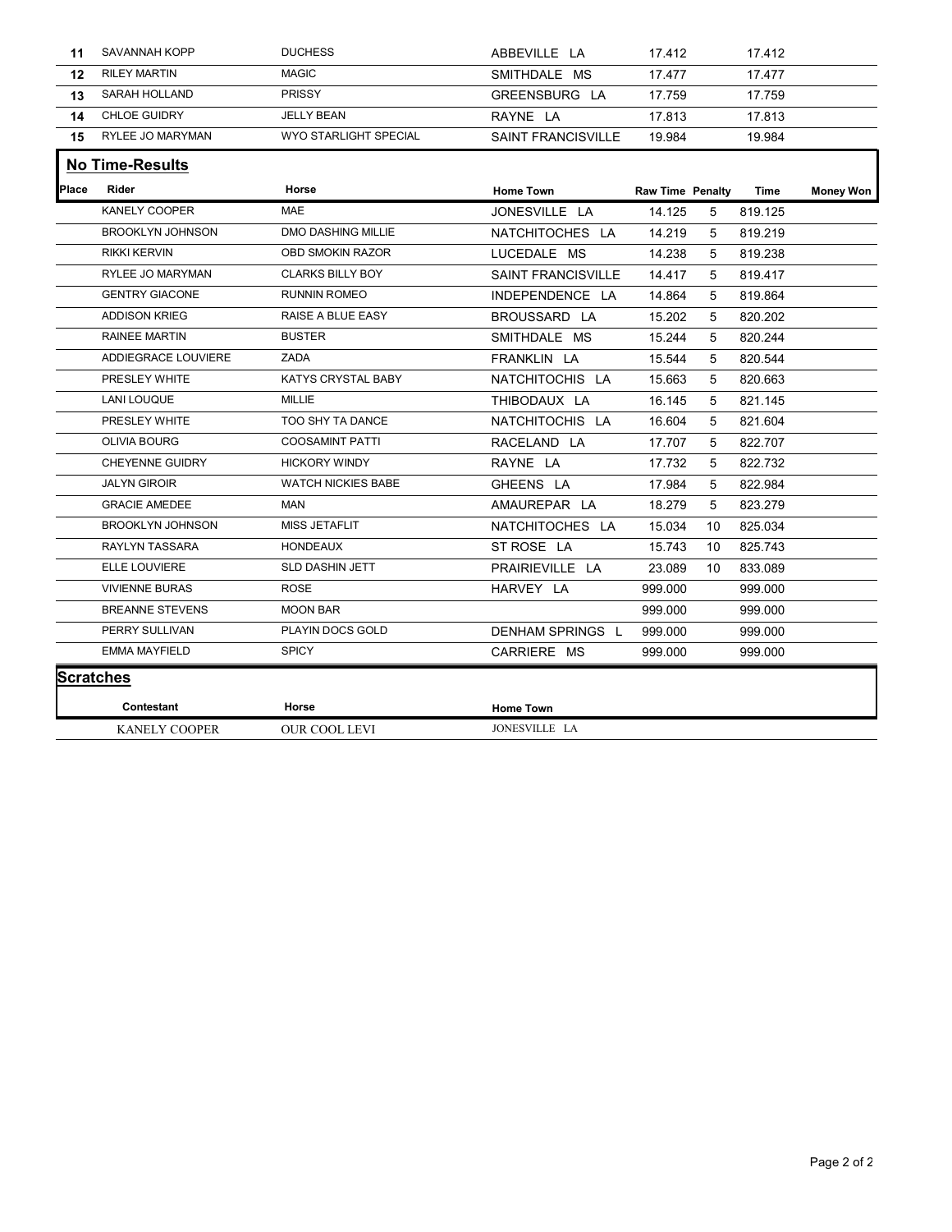| | | | | | | | |
|---|---|---|---|---|---|---|---|
| 11 | SAVANNAH KOPP | DUCHESS | ABBEVILLE LA | 17.412 | | 17.412 | |
| 12 | RILEY MARTIN | MAGIC | SMITHDALE MS | 17.477 | | 17.477 | |
| 13 | SARAH HOLLAND | PRISSY | GREENSBURG LA | 17.759 | | 17.759 | |
| 14 | CHLOE GUIDRY | JELLY BEAN | RAYNE LA | 17.813 | | 17.813 | |
| 15 | RYLEE JO MARYMAN | WYO STARLIGHT SPECIAL | SAINT FRANCISVILLE | 19.984 | | 19.984 | |

## No Time-Results

| Place | Rider | Horse | Home Town | Raw Time | Penalty | Time | Money Won |
|---|---|---|---|---|---|---|---|
| | KANELY COOPER | MAE | JONESVILLE LA | 14.125 | 5 | 819.125 | |
| | BROOKLYN JOHNSON | DMO DASHING MILLIE | NATCHITOCHES LA | 14.219 | 5 | 819.219 | |
| | RIKKI KERVIN | OBD SMOKIN RAZOR | LUCEDALE MS | 14.238 | 5 | 819.238 | |
| | RYLEE JO MARYMAN | CLARKS BILLY BOY | SAINT FRANCISVILLE | 14.417 | 5 | 819.417 | |
| | GENTRY GIACONE | RUNNIN ROMEO | INDEPENDENCE LA | 14.864 | 5 | 819.864 | |
| | ADDISON KRIEG | RAISE A BLUE EASY | BROUSSARD LA | 15.202 | 5 | 820.202 | |
| | RAINEE MARTIN | BUSTER | SMITHDALE MS | 15.244 | 5 | 820.244 | |
| | ADDIEGRACE LOUVIERE | ZADA | FRANKLIN LA | 15.544 | 5 | 820.544 | |
| | PRESLEY WHITE | KATYS CRYSTAL BABY | NATCHITOCHIS LA | 15.663 | 5 | 820.663 | |
| | LANI LOUQUE | MILLIE | THIBODAUX LA | 16.145 | 5 | 821.145 | |
| | PRESLEY WHITE | TOO SHY TA DANCE | NATCHITOCHIS LA | 16.604 | 5 | 821.604 | |
| | OLIVIA BOURG | COOSAMINT PATTI | RACELAND LA | 17.707 | 5 | 822.707 | |
| | CHEYENNE GUIDRY | HICKORY WINDY | RAYNE LA | 17.732 | 5 | 822.732 | |
| | JALYN GIROIR | WATCH NICKIES BABE | GHEENS LA | 17.984 | 5 | 822.984 | |
| | GRACIE AMEDEE | MAN | AMAUREPAR LA | 18.279 | 5 | 823.279 | |
| | BROOKLYN JOHNSON | MISS JETAFLIT | NATCHITOCHES LA | 15.034 | 10 | 825.034 | |
| | RAYLYN TASSARA | HONDEAUX | ST ROSE LA | 15.743 | 10 | 825.743 | |
| | ELLE LOUVIERE | SLD DASHIN JETT | PRAIRIEVILLE LA | 23.089 | 10 | 833.089 | |
| | VIVIENNE BURAS | ROSE | HARVEY LA | 999.000 | | 999.000 | |
| | BREANNE STEVENS | MOON BAR | | 999.000 | | 999.000 | |
| | PERRY SULLIVAN | PLAYIN DOCS GOLD | DENHAM SPRINGS L | 999.000 | | 999.000 | |
| | EMMA MAYFIELD | SPICY | CARRIERE MS | 999.000 | | 999.000 | |

## Scratches

| Contestant | Horse | Home Town |
|---|---|---|
| KANELY COOPER | OUR COOL LEVI | JONESVILLE LA |